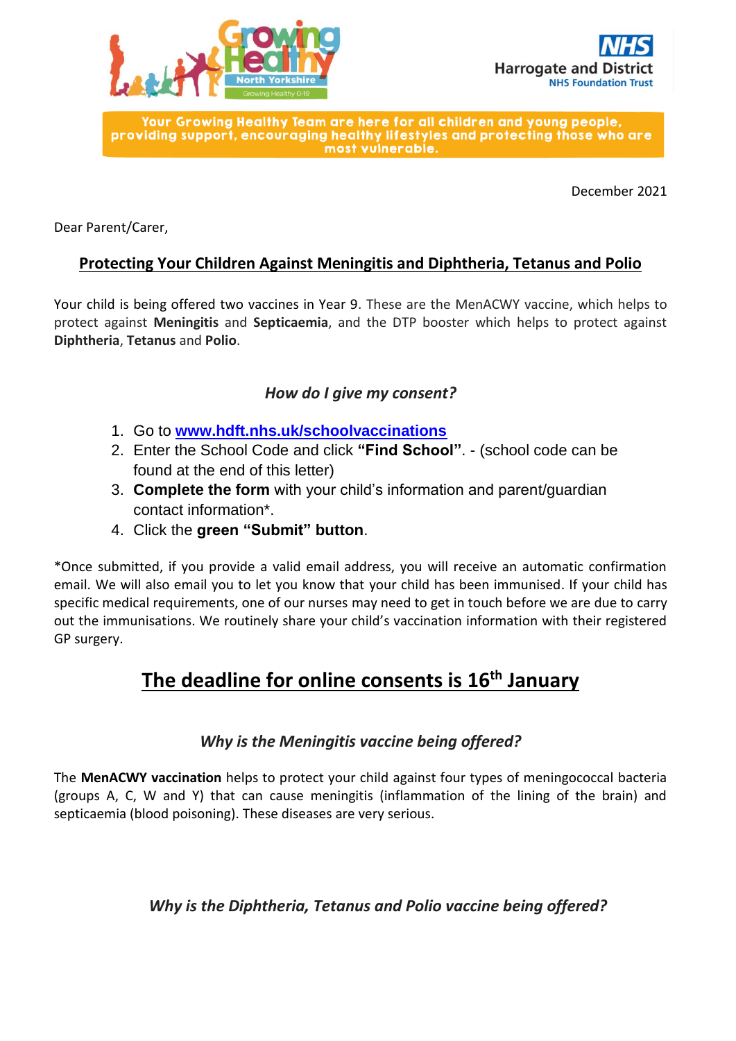Growing Healthy North Yorkshire — Growing Healthy 0-19

NHS Harrogate and District NHS Foundation Trust

**Your Growing Healthy Team are here for all children and young people, providing support, encouraging healthy lifestyles and protecting those who are most vulnerable.**

December 2021

Dear Parent/Carer,

## Protecting Your Children Against Meningitis and Diphtheria, Tetanus and Polio

Your child is being offered two vaccines in Year 9. These are the MenACWY vaccine, which helps to protect against **Meningitis** and **Septicaemia**, and the DTP booster which helps to protect against **Diphtheria**, **Tetanus** and **Polio**.

### *How do I give my consent?*

1. Go to **www.hdft.nhs.uk/schoolvaccinations**
2. Enter the School Code and click **"Find School"**. - (school code can be found at the end of this letter)
3. **Complete the form** with your child's information and parent/guardian contact information*.
4. Click the **green "Submit" button**.

*Once submitted, if you provide a valid email address, you will receive an automatic confirmation email. We will also email you to let you know that your child has been immunised. If your child has specific medical requirements, one of our nurses may need to get in touch before we are due to carry out the immunisations. We routinely share your child's vaccination information with their registered GP surgery.

## The deadline for online consents is 16th January

### *Why is the Meningitis vaccine being offered?*

The **MenACWY vaccination** helps to protect your child against four types of meningococcal bacteria (groups A, C, W and Y) that can cause meningitis (inflammation of the lining of the brain) and septicaemia (blood poisoning). These diseases are very serious.

### *Why is the Diphtheria, Tetanus and Polio vaccine being offered?*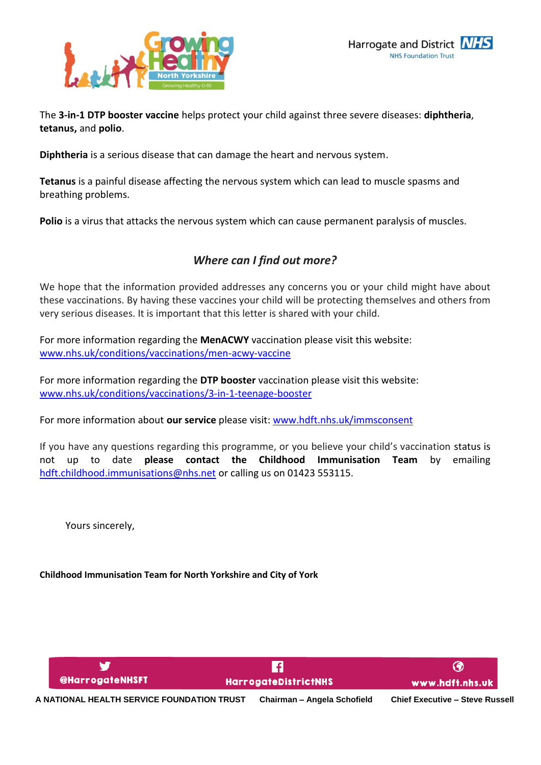The **3-in-1 DTP booster vaccine** helps protect your child against three severe diseases: **diphtheria**, **tetanus,** and **polio**.

**Diphtheria** is a serious disease that can damage the heart and nervous system.

**Tetanus** is a painful disease affecting the nervous system which can lead to muscle spasms and breathing problems.

**Polio** is a virus that attacks the nervous system which can cause permanent paralysis of muscles.

## *Where can I find out more?*

We hope that the information provided addresses any concerns you or your child might have about these vaccinations. By having these vaccines your child will be protecting themselves and others from very serious diseases. It is important that this letter is shared with your child.

For more information regarding the **MenACWY** vaccination please visit this website: [www.nhs.uk/conditions/vaccinations/men-acwy-vaccine](http://www.nhs.uk/conditions/vaccinations/men-acwy-vaccine)

For more information regarding the **DTP booster** vaccination please visit this website: [www.nhs.uk/conditions/vaccinations/3-in-1-teenage-booster](http://www.nhs.uk/conditions/vaccinations/3-in-1-teenage-booster)

For more information about **our service** please visit: [www.hdft.nhs.uk/immsconsent](http://www.hdft.nhs.uk/immsconsent)

If you have any questions regarding this programme, or you believe your child's vaccination status is not up to date **please contact the Childhood Immunisation Team** by emailing [hdft.childhood.immunisations@nhs.net](mailto:hdft.childhood.immunisations@nhs.net) or calling us on 01423 553115.

Yours sincerely,

**Childhood Immunisation Team for North Yorkshire and City of York**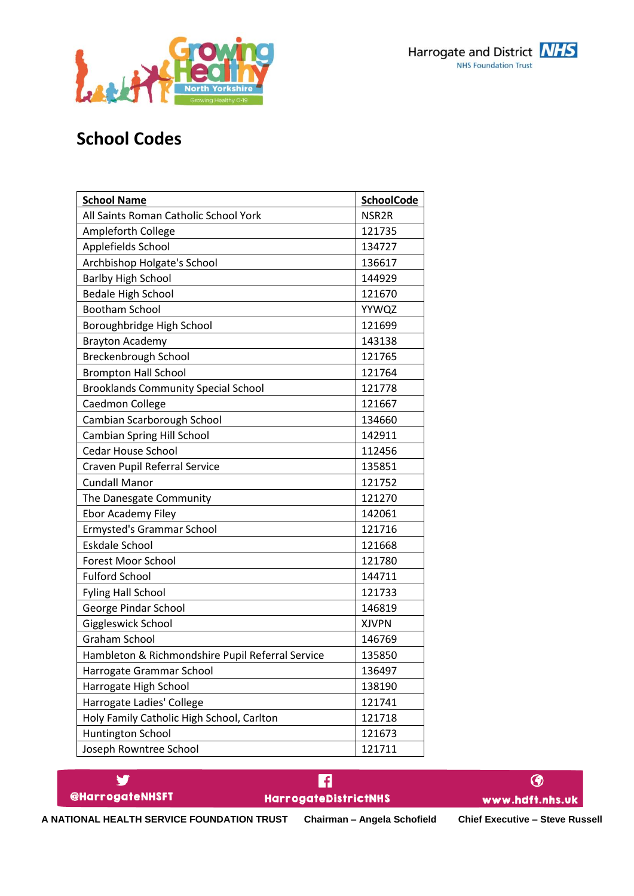# School Codes

| School Name | SchoolCode |
|---|---|
| All Saints Roman Catholic School York | NSR2R |
| Ampleforth College | 121735 |
| Applefields School | 134727 |
| Archbishop Holgate's School | 136617 |
| Barlby High School | 144929 |
| Bedale High School | 121670 |
| Bootham School | YYWQZ |
| Boroughbridge High School | 121699 |
| Brayton Academy | 143138 |
| Breckenbrough School | 121765 |
| Brompton Hall School | 121764 |
| Brooklands Community Special School | 121778 |
| Caedmon College | 121667 |
| Cambian Scarborough School | 134660 |
| Cambian Spring Hill School | 142911 |
| Cedar House School | 112456 |
| Craven Pupil Referral Service | 135851 |
| Cundall Manor | 121752 |
| The Danesgate Community | 121270 |
| Ebor Academy Filey | 142061 |
| Ermysted's Grammar School | 121716 |
| Eskdale School | 121668 |
| Forest Moor School | 121780 |
| Fulford School | 144711 |
| Fyling Hall School | 121733 |
| George Pindar School | 146819 |
| Giggleswick School | XJVPN |
| Graham School | 146769 |
| Hambleton & Richmondshire Pupil Referral Service | 135850 |
| Harrogate Grammar School | 136497 |
| Harrogate High School | 138190 |
| Harrogate Ladies' College | 121741 |
| Holy Family Catholic High School, Carlton | 121718 |
| Huntington School | 121673 |
| Joseph Rowntree School | 121711 |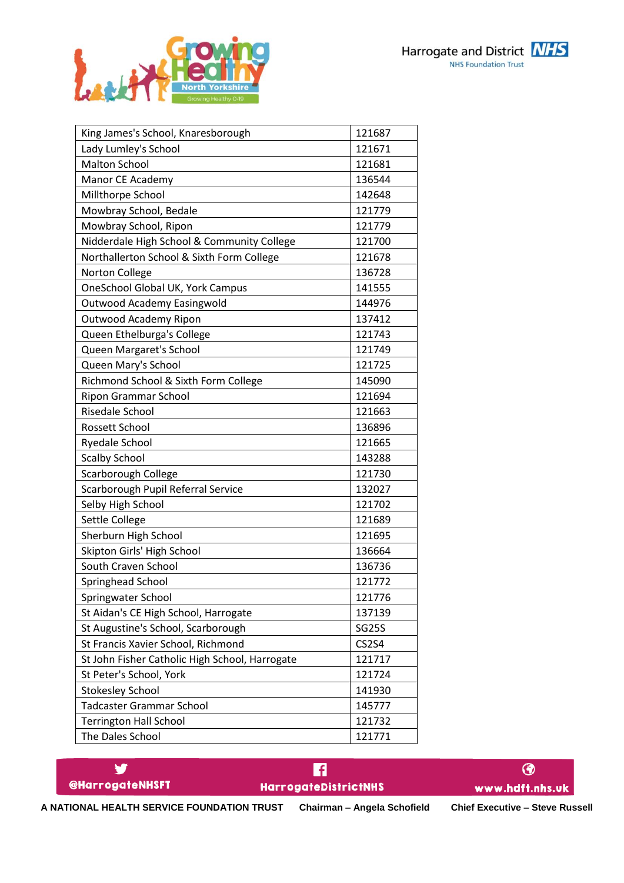| King James's School, Knaresborough | 121687 |
|---|---|
| Lady Lumley's School | 121671 |
| Malton School | 121681 |
| Manor CE Academy | 136544 |
| Millthorpe School | 142648 |
| Mowbray School, Bedale | 121779 |
| Mowbray School, Ripon | 121779 |
| Nidderdale High School & Community College | 121700 |
| Northallerton School & Sixth Form College | 121678 |
| Norton College | 136728 |
| OneSchool Global UK, York Campus | 141555 |
| Outwood Academy Easingwold | 144976 |
| Outwood Academy Ripon | 137412 |
| Queen Ethelburga's College | 121743 |
| Queen Margaret's School | 121749 |
| Queen Mary's School | 121725 |
| Richmond School & Sixth Form College | 145090 |
| Ripon Grammar School | 121694 |
| Risedale School | 121663 |
| Rossett School | 136896 |
| Ryedale School | 121665 |
| Scalby School | 143288 |
| Scarborough College | 121730 |
| Scarborough Pupil Referral Service | 132027 |
| Selby High School | 121702 |
| Settle College | 121689 |
| Sherburn High School | 121695 |
| Skipton Girls' High School | 136664 |
| South Craven School | 136736 |
| Springhead School | 121772 |
| Springwater School | 121776 |
| St Aidan's CE High School, Harrogate | 137139 |
| St Augustine's School, Scarborough | SG25S |
| St Francis Xavier School, Richmond | CS2S4 |
| St John Fisher Catholic High School, Harrogate | 121717 |
| St Peter's School, York | 121724 |
| Stokesley School | 141930 |
| Tadcaster Grammar School | 145777 |
| Terrington Hall School | 121732 |
| The Dales School | 121771 |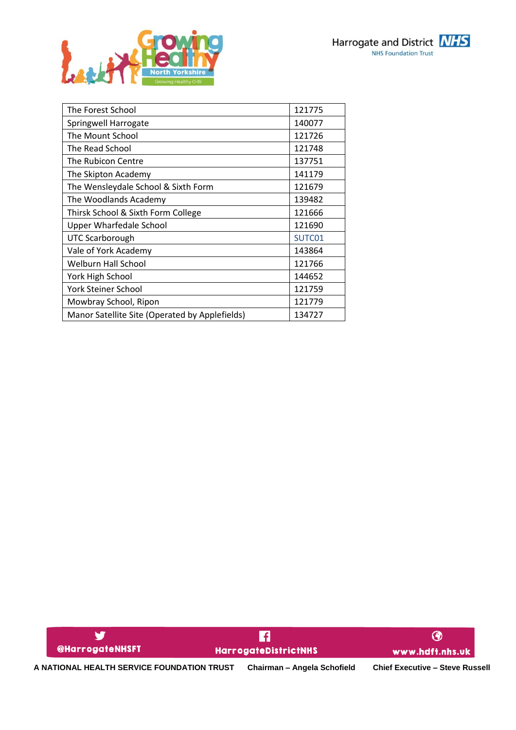| | |
|---|---|
| The Forest School | 121775 |
| Springwell Harrogate | 140077 |
| The Mount School | 121726 |
| The Read School | 121748 |
| The Rubicon Centre | 137751 |
| The Skipton Academy | 141179 |
| The Wensleydale School & Sixth Form | 121679 |
| The Woodlands Academy | 139482 |
| Thirsk School & Sixth Form College | 121666 |
| Upper Wharfedale School | 121690 |
| UTC Scarborough | SUTC01 |
| Vale of York Academy | 143864 |
| Welburn Hall School | 121766 |
| York High School | 144652 |
| York Steiner School | 121759 |
| Mowbray School, Ripon | 121779 |
| Manor Satellite Site (Operated by Applefields) | 134727 |